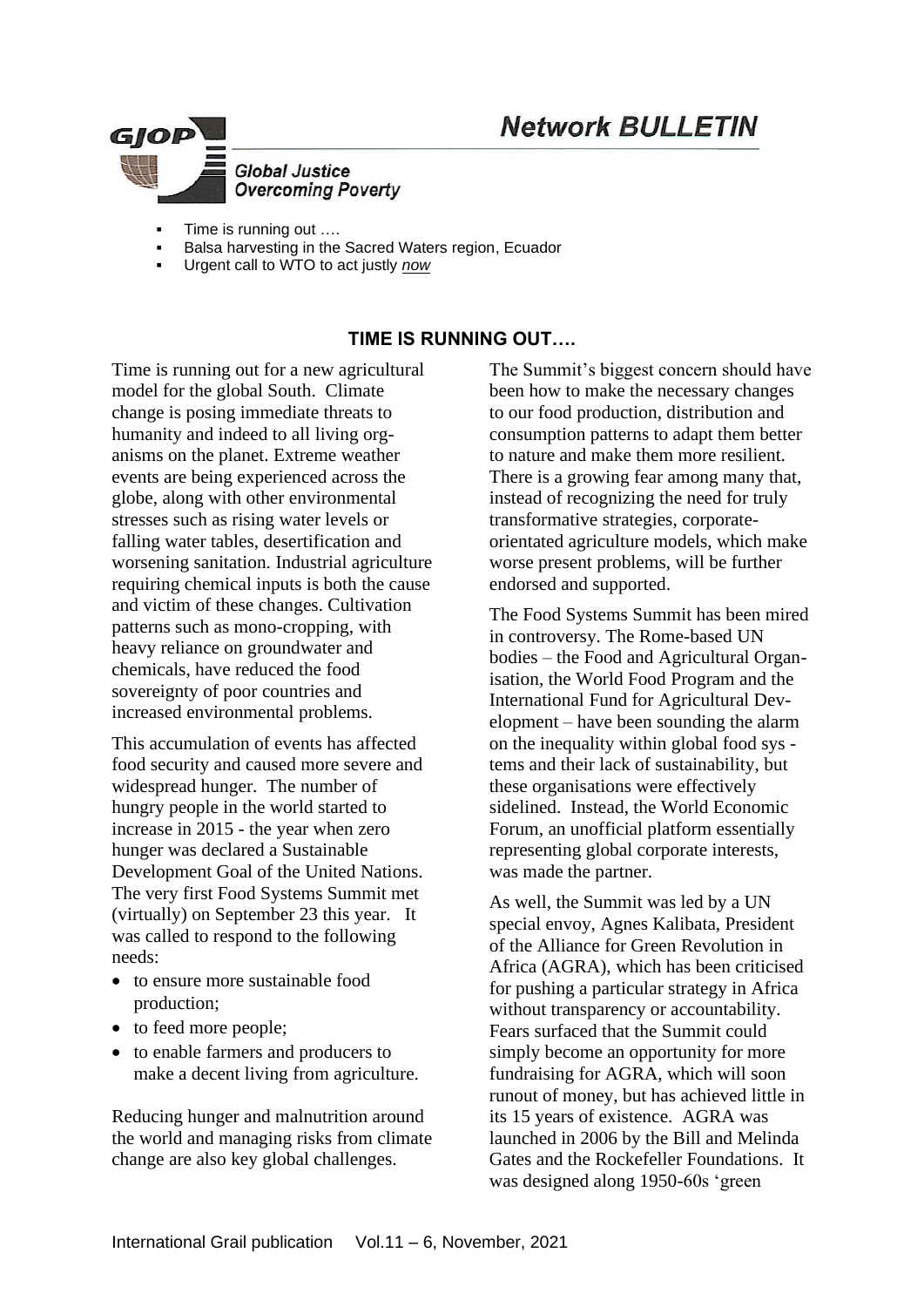# Network BULLETIN

**GJOP** Global Justice Overcoming Poverty

- Time is running out ….
- Balsa harvesting in the Sacred Waters region, Ecuador
- Urgent call to WTO to act justly *now*

## TIME IS RUNNING OUT….

Time is running out for a new agricultural model for the global South. Climate change is posing immediate threats to humanity and indeed to all living organisms on the planet. Extreme weather events are being experienced across the globe, along with other environmental stresses such as rising water levels or falling water tables, desertification and worsening sanitation. Industrial agriculture requiring chemical inputs is both the cause and victim of these changes. Cultivation patterns such as mono-cropping, with heavy reliance on groundwater and chemicals, have reduced the food sovereignty of poor countries and increased environmental problems.

This accumulation of events has affected food security and caused more severe and widespread hunger. The number of hungry people in the world started to increase in 2015 - the year when zero hunger was declared a Sustainable Development Goal of the United Nations. The very first Food Systems Summit met (virtually) on September 23 this year. It was called to respond to the following needs:

- to ensure more sustainable food production;
- to feed more people;
- to enable farmers and producers to make a decent living from agriculture.

Reducing hunger and malnutrition around the world and managing risks from climate change are also key global challenges.

The Summit's biggest concern should have been how to make the necessary changes to our food production, distribution and consumption patterns to adapt them better to nature and make them more resilient. There is a growing fear among many that, instead of recognizing the need for truly transformative strategies, corporate-orientated agriculture models, which make worse present problems, will be further endorsed and supported.

The Food Systems Summit has been mired in controversy. The Rome-based UN bodies – the Food and Agricultural Organisation, the World Food Program and the International Fund for Agricultural Development – have been sounding the alarm on the inequality within global food systems and their lack of sustainability, but these organisations were effectively sidelined. Instead, the World Economic Forum, an unofficial platform essentially representing global corporate interests, was made the partner.

As well, the Summit was led by a UN special envoy, Agnes Kalibata, President of the Alliance for Green Revolution in Africa (AGRA), which has been criticised for pushing a particular strategy in Africa without transparency or accountability. Fears surfaced that the Summit could simply become an opportunity for more fundraising for AGRA, which will soon runout of money, but has achieved little in its 15 years of existence. AGRA was launched in 2006 by the Bill and Melinda Gates and the Rockefeller Foundations. It was designed along 1950-60s 'green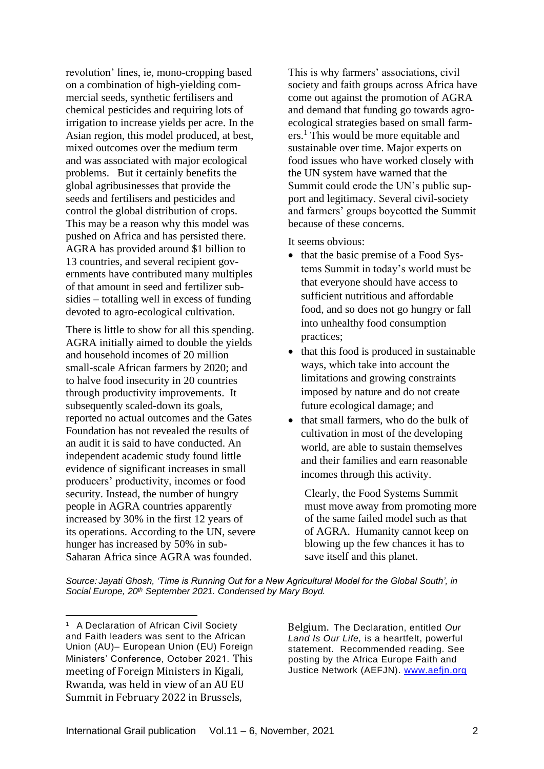revolution' lines, ie, mono-cropping based on a combination of high-yielding commercial seeds, synthetic fertilisers and chemical pesticides and requiring lots of irrigation to increase yields per acre. In the Asian region, this model produced, at best, mixed outcomes over the medium term and was associated with major ecological problems. But it certainly benefits the global agribusinesses that provide the seeds and fertilisers and pesticides and control the global distribution of crops. This may be a reason why this model was pushed on Africa and has persisted there. AGRA has provided around $1 billion to 13 countries, and several recipient governments have contributed many multiples of that amount in seed and fertilizer subsidies – totalling well in excess of funding devoted to agro-ecological cultivation.

There is little to show for all this spending. AGRA initially aimed to double the yields and household incomes of 20 million small-scale African farmers by 2020; and to halve food insecurity in 20 countries through productivity improvements. It subsequently scaled-down its goals, reported no actual outcomes and the Gates Foundation has not revealed the results of an audit it is said to have conducted. An independent academic study found little evidence of significant increases in small producers' productivity, incomes or food security. Instead, the number of hungry people in AGRA countries apparently increased by 30% in the first 12 years of its operations. According to the UN, severe hunger has increased by 50% in sub-Saharan Africa since AGRA was founded.

This is why farmers' associations, civil society and faith groups across Africa have come out against the promotion of AGRA and demand that funding go towards agro-ecological strategies based on small farmers.[1] This would be more equitable and sustainable over time. Major experts on food issues who have worked closely with the UN system have warned that the Summit could erode the UN's public support and legitimacy. Several civil-society and farmers' groups boycotted the Summit because of these concerns.

It seems obvious:

- that the basic premise of a Food Systems Summit in today's world must be that everyone should have access to sufficient nutritious and affordable food, and so does not go hungry or fall into unhealthy food consumption practices;
- that this food is produced in sustainable ways, which take into account the limitations and growing constraints imposed by nature and do not create future ecological damage; and
- that small farmers, who do the bulk of cultivation in most of the developing world, are able to sustain themselves and their families and earn reasonable incomes through this activity.

Clearly, the Food Systems Summit must move away from promoting more of the same failed model such as that of AGRA. Humanity cannot keep on blowing up the few chances it has to save itself and this planet.

*Source: Jayati Ghosh, 'Time is Running Out for a New Agricultural Model for the Global South', in Social Europe, 20th September 2021. Condensed by Mary Boyd.*

---

[1] A Declaration of African Civil Society and Faith leaders was sent to the African Union (AU)– European Union (EU) Foreign Ministers' Conference, October 2021. This meeting of Foreign Ministers in Kigali, Rwanda, was held in view of an AU EU Summit in February 2022 in Brussels, Belgium. The Declaration, entitled *Our Land Is Our Life,* is a heartfelt, powerful statement. Recommended reading. See posting by the Africa Europe Faith and Justice Network (AEFJN). www.aefjn.org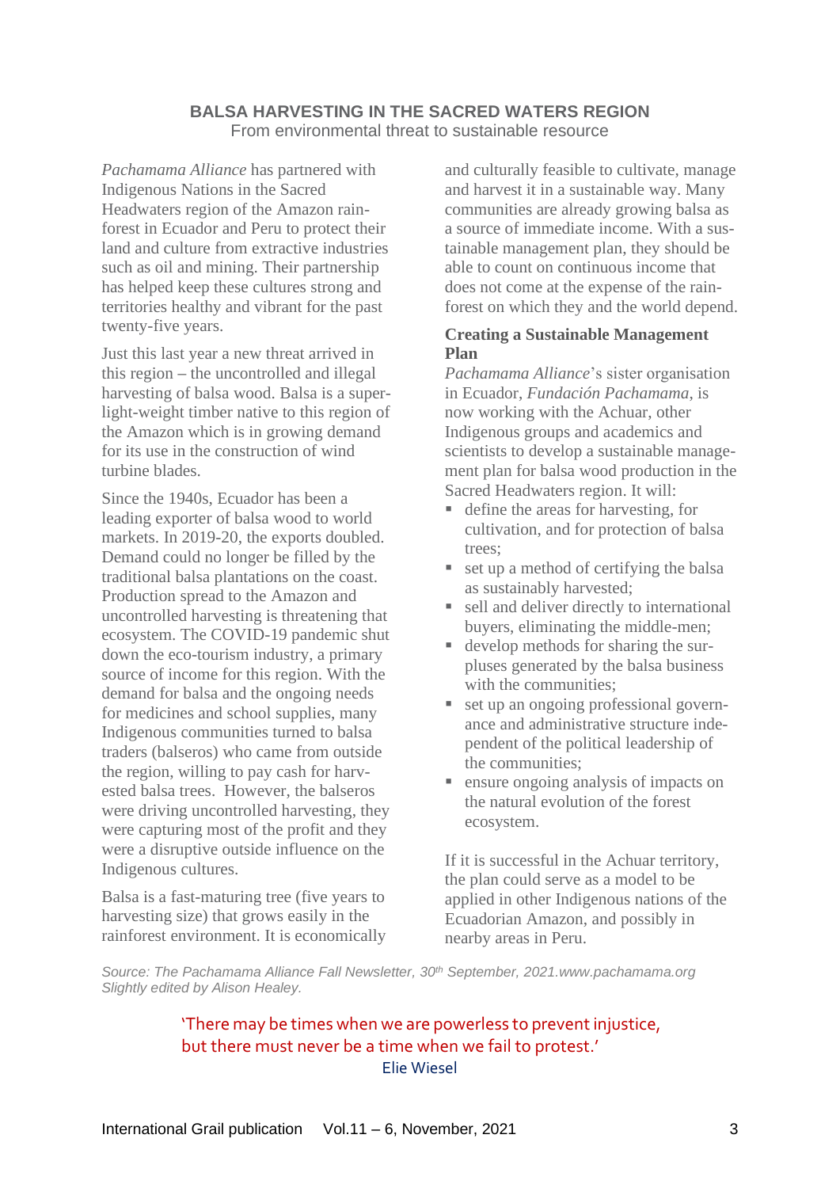## BALSA HARVESTING IN THE SACRED WATERS REGION

From environmental threat to sustainable resource

*Pachamama Alliance* has partnered with Indigenous Nations in the Sacred Headwaters region of the Amazon rainforest in Ecuador and Peru to protect their land and culture from extractive industries such as oil and mining. Their partnership has helped keep these cultures strong and territories healthy and vibrant for the past twenty-five years.

Just this last year a new threat arrived in this region – the uncontrolled and illegal harvesting of balsa wood. Balsa is a super-light-weight timber native to this region of the Amazon which is in growing demand for its use in the construction of wind turbine blades.

Since the 1940s, Ecuador has been a leading exporter of balsa wood to world markets. In 2019-20, the exports doubled. Demand could no longer be filled by the traditional balsa plantations on the coast. Production spread to the Amazon and uncontrolled harvesting is threatening that ecosystem. The COVID-19 pandemic shut down the eco-tourism industry, a primary source of income for this region. With the demand for balsa and the ongoing needs for medicines and school supplies, many Indigenous communities turned to balsa traders (balseros) who came from outside the region, willing to pay cash for harvested balsa trees. However, the balseros were driving uncontrolled harvesting, they were capturing most of the profit and they were a disruptive outside influence on the Indigenous cultures.

Balsa is a fast-maturing tree (five years to harvesting size) that grows easily in the rainforest environment. It is economically and culturally feasible to cultivate, manage and harvest it in a sustainable way. Many communities are already growing balsa as a source of immediate income. With a sustainable management plan, they should be able to count on continuous income that does not come at the expense of the rainforest on which they and the world depend.

### Creating a Sustainable Management Plan

*Pachamama Alliance*'s sister organisation in Ecuador, *Fundación Pachamama*, is now working with the Achuar, other Indigenous groups and academics and scientists to develop a sustainable management plan for balsa wood production in the Sacred Headwaters region. It will:

- define the areas for harvesting, for cultivation, and for protection of balsa trees;
- set up a method of certifying the balsa as sustainably harvested;
- sell and deliver directly to international buyers, eliminating the middle-men;
- develop methods for sharing the surpluses generated by the balsa business with the communities;
- set up an ongoing professional governance and administrative structure independent of the political leadership of the communities;
- ensure ongoing analysis of impacts on the natural evolution of the forest ecosystem.

If it is successful in the Achuar territory, the plan could serve as a model to be applied in other Indigenous nations of the Ecuadorian Amazon, and possibly in nearby areas in Peru.

*Source: The Pachamama Alliance Fall Newsletter, 30th September, 2021.www.pachamama.org*
*Slightly edited by Alison Healey.*

> 'There may be times when we are powerless to prevent injustice, but there must never be a time when we fail to protest.'
>
> Elie Wiesel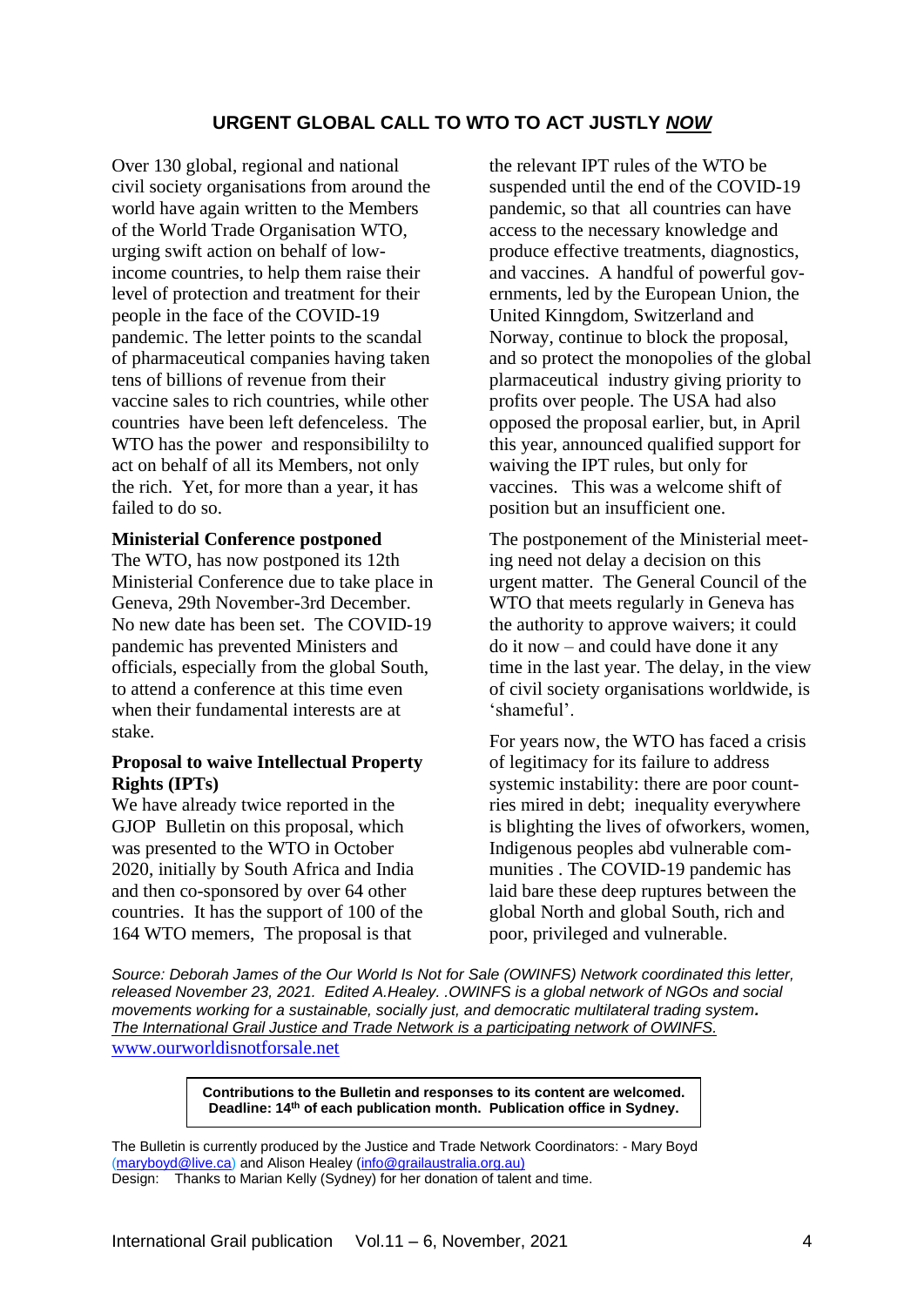## URGENT GLOBAL CALL TO WTO TO ACT JUSTLY *NOW*

Over 130 global, regional and national civil society organisations from around the world have again written to the Members of the World Trade Organisation WTO, urging swift action on behalf of low-income countries, to help them raise their level of protection and treatment for their people in the face of the COVID-19 pandemic. The letter points to the scandal of pharmaceutical companies having taken tens of billions of revenue from their vaccine sales to rich countries, while other countries have been left defenceless. The WTO has the power and responsibililty to act on behalf of all its Members, not only the rich. Yet, for more than a year, it has failed to do so.

**Ministerial Conference postponed**

The WTO, has now postponed its 12th Ministerial Conference due to take place in Geneva, 29th November-3rd December. No new date has been set. The COVID-19 pandemic has prevented Ministers and officials, especially from the global South, to attend a conference at this time even when their fundamental interests are at stake.

**Proposal to waive Intellectual Property Rights (IPTs)**

We have already twice reported in the GJOP Bulletin on this proposal, which was presented to the WTO in October 2020, initially by South Africa and India and then co-sponsored by over 64 other countries. It has the support of 100 of the 164 WTO memers, The proposal is that the relevant IPT rules of the WTO be suspended until the end of the COVID-19 pandemic, so that all countries can have access to the necessary knowledge and produce effective treatments, diagnostics, and vaccines. A handful of powerful governments, led by the European Union, the United Kinngdom, Switzerland and Norway, continue to block the proposal, and so protect the monopolies of the global plarmaceutical industry giving priority to profits over people. The USA had also opposed the proposal earlier, but, in April this year, announced qualified support for waiving the IPT rules, but only for vaccines. This was a welcome shift of position but an insufficient one.

The postponement of the Ministerial meeting need not delay a decision on this urgent matter. The General Council of the WTO that meets regularly in Geneva has the authority to approve waivers; it could do it now – and could have done it any time in the last year. The delay, in the view of civil society organisations worldwide, is 'shameful'.

For years now, the WTO has faced a crisis of legitimacy for its failure to address systemic instability: there are poor countries mired in debt; inequality everywhere is blighting the lives of ofworkers, women, Indigenous peoples abd vulnerable communities . The COVID-19 pandemic has laid bare these deep ruptures between the global North and global South, rich and poor, privileged and vulnerable.

*Source: Deborah James of the Our World Is Not for Sale (OWINFS) Network coordinated this letter, released November 23, 2021. Edited A.Healey. .OWINFS is a global network of NGOs and social movements working for a sustainable, socially just, and democratic multilateral trading system.*
*The International Grail Justice and Trade Network is a participating network of OWINFS.*
www.ourworldisnotforsale.net

**Contributions to the Bulletin and responses to its content are welcomed. Deadline: 14th of each publication month. Publication office in Sydney.**

The Bulletin is currently produced by the Justice and Trade Network Coordinators: - Mary Boyd (maryboyd@live.ca) and Alison Healey (info@grailaustralia.org.au)
Design: Thanks to Marian Kelly (Sydney) for her donation of talent and time.

International Grail publication Vol.11 – 6, November, 2021